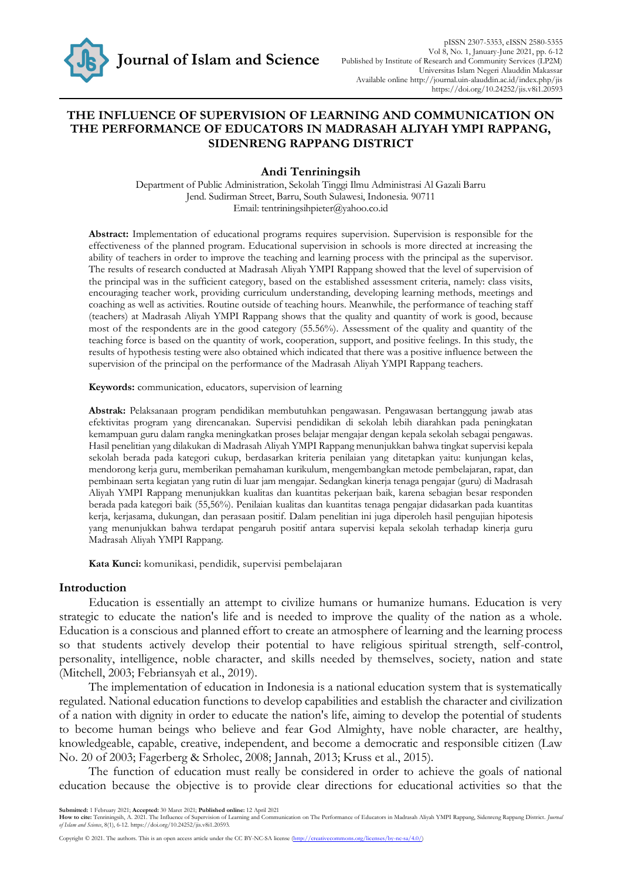# THE INFLUENCE OF SUPERVISION OF LEARNING AND COMMUNICATION ON THE PERFORMANCE OF EDUCATORS IN MADRASAH ALIYAH YMPI RAPPANG, SIDENRENG RAPPANG DISTRICT

**Andi Tenriningsih**

Department of Public Administration, Sekolah Tinggi Ilmu Administrasi Al Gazali Barru
Jend. Sudirman Street, Barru, South Sulawesi, Indonesia. 90711
Email: tenriningsihpieter@yahoo.co.id

**Abstract:** Implementation of educational programs requires supervision. Supervision is responsible for the effectiveness of the planned program. Educational supervision in schools is more directed at increasing the ability of teachers in order to improve the teaching and learning process with the principal as the supervisor. The results of research conducted at Madrasah Aliyah YMPI Rappang showed that the level of supervision of the principal was in the sufficient category, based on the established assessment criteria, namely: class visits, encouraging teacher work, providing curriculum understanding, developing learning methods, meetings and coaching as well as activities. Routine outside of teaching hours. Meanwhile, the performance of teaching staff (teachers) at Madrasah Aliyah YMPI Rappang shows that the quality and quantity of work is good, because most of the respondents are in the good category (55.56%). Assessment of the quality and quantity of the teaching force is based on the quantity of work, cooperation, support, and positive feelings. In this study, the results of hypothesis testing were also obtained which indicated that there was a positive influence between the supervision of the principal on the performance of the Madrasah Aliyah YMPI Rappang teachers.

**Keywords:** communication, educators, supervision of learning

**Abstrak:** Pelaksanaan program pendidikan membutuhkan pengawasan. Pengawasan bertanggung jawab atas efektivitas program yang direncanakan. Supervisi pendidikan di sekolah lebih diarahkan pada peningkatan kemampuan guru dalam rangka meningkatkan proses belajar mengajar dengan kepala sekolah sebagai pengawas. Hasil penelitian yang dilakukan di Madrasah Aliyah YMPI Rappang menunjukkan bahwa tingkat supervisi kepala sekolah berada pada kategori cukup, berdasarkan kriteria penilaian yang ditetapkan yaitu: kunjungan kelas, mendorong kerja guru, memberikan pemahaman kurikulum, mengembangkan metode pembelajaran, rapat, dan pembinaan serta kegiatan yang rutin di luar jam mengajar. Sedangkan kinerja tenaga pengajar (guru) di Madrasah Aliyah YMPI Rappang menunjukkan kualitas dan kuantitas pekerjaan baik, karena sebagian besar responden berada pada kategori baik (55,56%). Penilaian kualitas dan kuantitas tenaga pengajar didasarkan pada kuantitas kerja, kerjasama, dukungan, dan perasaan positif. Dalam penelitian ini juga diperoleh hasil pengujian hipotesis yang menunjukkan bahwa terdapat pengaruh positif antara supervisi kepala sekolah terhadap kinerja guru Madrasah Aliyah YMPI Rappang.

**Kata Kunci:** komunikasi, pendidik, supervisi pembelajaran

## Introduction

Education is essentially an attempt to civilize humans or humanize humans. Education is very strategic to educate the nation's life and is needed to improve the quality of the nation as a whole. Education is a conscious and planned effort to create an atmosphere of learning and the learning process so that students actively develop their potential to have religious spiritual strength, self-control, personality, intelligence, noble character, and skills needed by themselves, society, nation and state (Mitchell, 2003; Febriansyah et al., 2019).

The implementation of education in Indonesia is a national education system that is systematically regulated. National education functions to develop capabilities and establish the character and civilization of a nation with dignity in order to educate the nation's life, aiming to develop the potential of students to become human beings who believe and fear God Almighty, have noble character, are healthy, knowledgeable, capable, creative, independent, and become a democratic and responsible citizen (Law No. 20 of 2003; Fagerberg & Srholec, 2008; Jannah, 2013; Kruss et al., 2015).

The function of education must really be considered in order to achieve the goals of national education because the objective is to provide clear directions for educational activities so that the

**Submitted:** 1 February 2021; **Accepted:** 30 Maret 2021; **Published online:** 12 April 2021
**How to cite:** Tenriningsih, A. 2021. The Influence of Supervision of Learning and Communication on The Performance of Educators in Madrasah Aliyah YMPI Rappang, Sidenreng Rappang District. *Journal of Islam and Science*, 8(1), 6-12. https://doi.org/10.24252/jis.v8i1.20593.

Copyright © 2021. The authors. This is an open access article under the CC BY-NC-SA license (http://creativecommons.org/licenses/by-nc-sa/4.0/)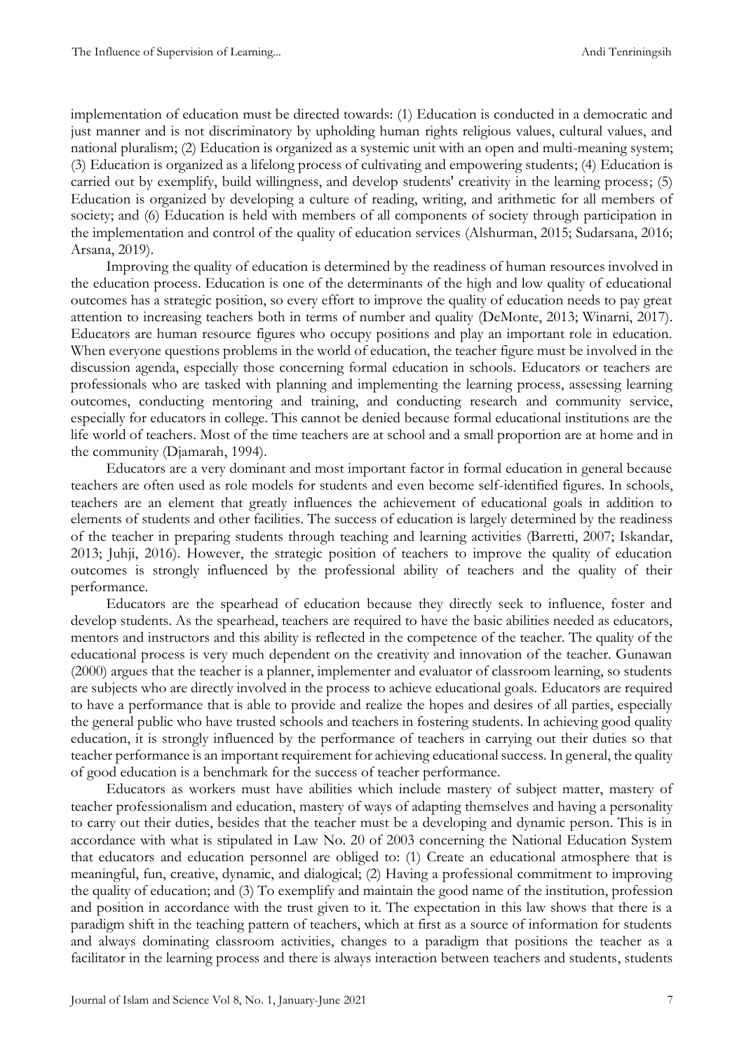implementation of education must be directed towards: (1) Education is conducted in a democratic and just manner and is not discriminatory by upholding human rights religious values, cultural values, and national pluralism; (2) Education is organized as a systemic unit with an open and multi-meaning system; (3) Education is organized as a lifelong process of cultivating and empowering students; (4) Education is carried out by exemplify, build willingness, and develop students' creativity in the learning process; (5) Education is organized by developing a culture of reading, writing, and arithmetic for all members of society; and (6) Education is held with members of all components of society through participation in the implementation and control of the quality of education services (Alshurman, 2015; Sudarsana, 2016; Arsana, 2019).

Improving the quality of education is determined by the readiness of human resources involved in the education process. Education is one of the determinants of the high and low quality of educational outcomes has a strategic position, so every effort to improve the quality of education needs to pay great attention to increasing teachers both in terms of number and quality (DeMonte, 2013; Winarni, 2017). Educators are human resource figures who occupy positions and play an important role in education. When everyone questions problems in the world of education, the teacher figure must be involved in the discussion agenda, especially those concerning formal education in schools. Educators or teachers are professionals who are tasked with planning and implementing the learning process, assessing learning outcomes, conducting mentoring and training, and conducting research and community service, especially for educators in college. This cannot be denied because formal educational institutions are the life world of teachers. Most of the time teachers are at school and a small proportion are at home and in the community (Djamarah, 1994).

Educators are a very dominant and most important factor in formal education in general because teachers are often used as role models for students and even become self-identified figures. In schools, teachers are an element that greatly influences the achievement of educational goals in addition to elements of students and other facilities. The success of education is largely determined by the readiness of the teacher in preparing students through teaching and learning activities (Barretti, 2007; Iskandar, 2013; Juhji, 2016). However, the strategic position of teachers to improve the quality of education outcomes is strongly influenced by the professional ability of teachers and the quality of their performance.

Educators are the spearhead of education because they directly seek to influence, foster and develop students. As the spearhead, teachers are required to have the basic abilities needed as educators, mentors and instructors and this ability is reflected in the competence of the teacher. The quality of the educational process is very much dependent on the creativity and innovation of the teacher. Gunawan (2000) argues that the teacher is a planner, implementer and evaluator of classroom learning, so students are subjects who are directly involved in the process to achieve educational goals. Educators are required to have a performance that is able to provide and realize the hopes and desires of all parties, especially the general public who have trusted schools and teachers in fostering students. In achieving good quality education, it is strongly influenced by the performance of teachers in carrying out their duties so that teacher performance is an important requirement for achieving educational success. In general, the quality of good education is a benchmark for the success of teacher performance.

Educators as workers must have abilities which include mastery of subject matter, mastery of teacher professionalism and education, mastery of ways of adapting themselves and having a personality to carry out their duties, besides that the teacher must be a developing and dynamic person. This is in accordance with what is stipulated in Law No. 20 of 2003 concerning the National Education System that educators and education personnel are obliged to: (1) Create an educational atmosphere that is meaningful, fun, creative, dynamic, and dialogical; (2) Having a professional commitment to improving the quality of education; and (3) To exemplify and maintain the good name of the institution, profession and position in accordance with the trust given to it. The expectation in this law shows that there is a paradigm shift in the teaching pattern of teachers, which at first as a source of information for students and always dominating classroom activities, changes to a paradigm that positions the teacher as a facilitator in the learning process and there is always interaction between teachers and students, students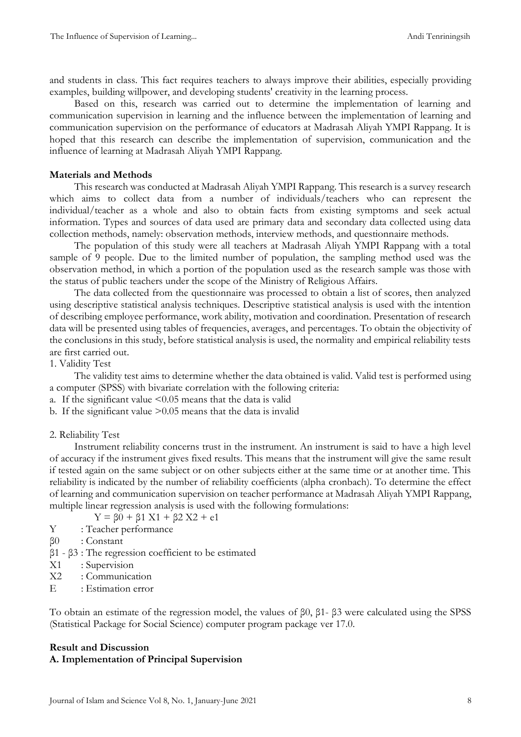and students in class. This fact requires teachers to always improve their abilities, especially providing examples, building willpower, and developing students' creativity in the learning process.

Based on this, research was carried out to determine the implementation of learning and communication supervision in learning and the influence between the implementation of learning and communication supervision on the performance of educators at Madrasah Aliyah YMPI Rappang. It is hoped that this research can describe the implementation of supervision, communication and the influence of learning at Madrasah Aliyah YMPI Rappang.

**Materials and Methods**

This research was conducted at Madrasah Aliyah YMPI Rappang. This research is a survey research which aims to collect data from a number of individuals/teachers who can represent the individual/teacher as a whole and also to obtain facts from existing symptoms and seek actual information. Types and sources of data used are primary data and secondary data collected using data collection methods, namely: observation methods, interview methods, and questionnaire methods.

The population of this study were all teachers at Madrasah Aliyah YMPI Rappang with a total sample of 9 people. Due to the limited number of population, the sampling method used was the observation method, in which a portion of the population used as the research sample was those with the status of public teachers under the scope of the Ministry of Religious Affairs.

The data collected from the questionnaire was processed to obtain a list of scores, then analyzed using descriptive statistical analysis techniques. Descriptive statistical analysis is used with the intention of describing employee performance, work ability, motivation and coordination. Presentation of research data will be presented using tables of frequencies, averages, and percentages. To obtain the objectivity of the conclusions in this study, before statistical analysis is used, the normality and empirical reliability tests are first carried out.

1. Validity Test

The validity test aims to determine whether the data obtained is valid. Valid test is performed using a computer (SPSS) with bivariate correlation with the following criteria:

a. If the significant value $<0.05$ means that the data is valid
b. If the significant value $>0.05$ means that the data is invalid

2. Reliability Test

Instrument reliability concerns trust in the instrument. An instrument is said to have a high level of accuracy if the instrument gives fixed results. This means that the instrument will give the same result if tested again on the same subject or on other subjects either at the same time or at another time. This reliability is indicated by the number of reliability coefficients (alpha cronbach). To determine the effect of learning and communication supervision on teacher performance at Madrasah Aliyah YMPI Rappang, multiple linear regression analysis is used with the following formulations:

$$Y = \beta 0 + \beta 1\ X1 + \beta 2\ X2 + e1$$

Y : Teacher performance
$\beta 0$ : Constant
$\beta 1$ - $\beta 3$ : The regression coefficient to be estimated
X1 : Supervision
X2 : Communication
E : Estimation error

To obtain an estimate of the regression model, the values of $\beta 0$, $\beta 1$- $\beta 3$ were calculated using the SPSS (Statistical Package for Social Science) computer program package ver 17.0.

**Result and Discussion**

**A. Implementation of Principal Supervision**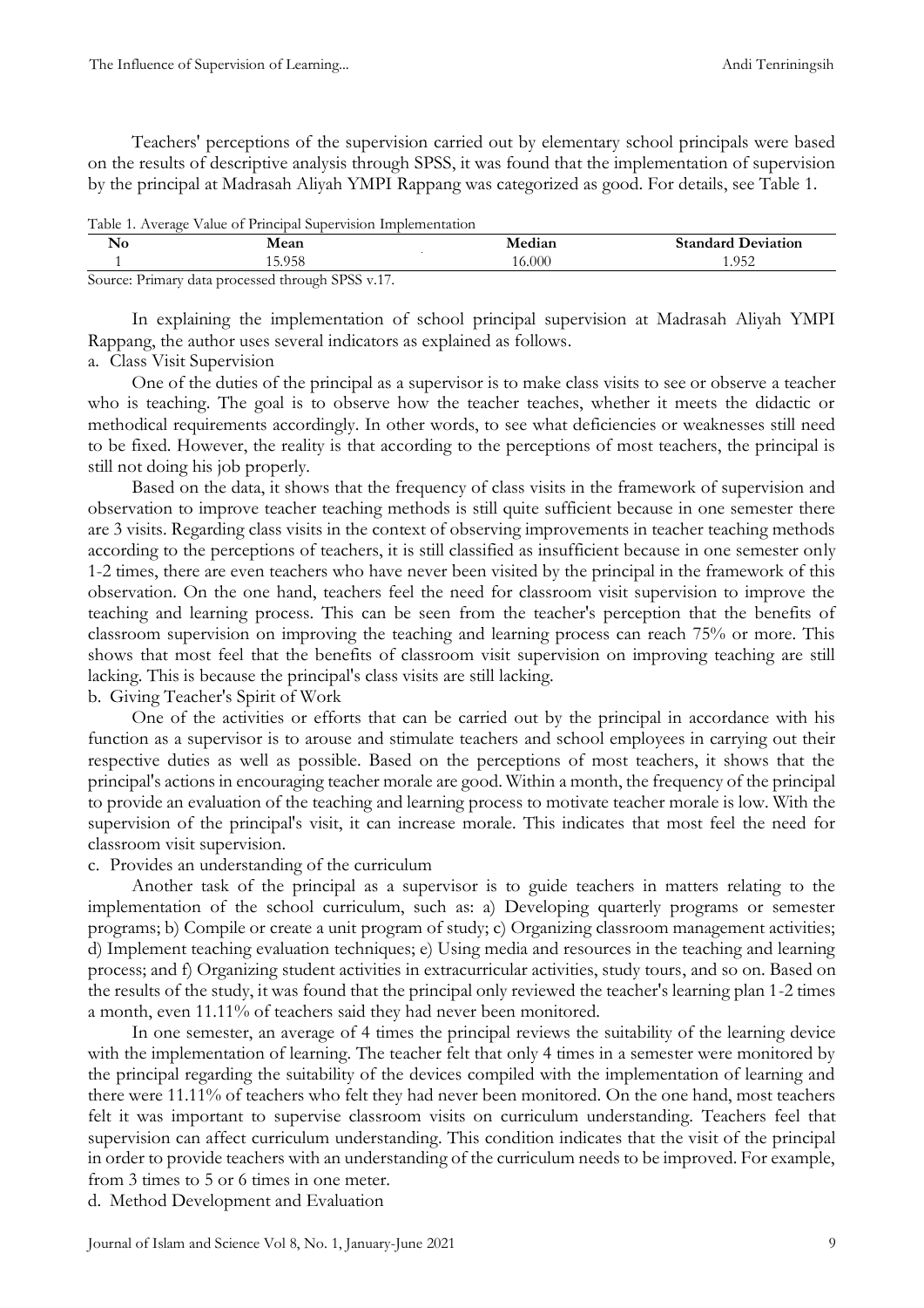Teachers' perceptions of the supervision carried out by elementary school principals were based on the results of descriptive analysis through SPSS, it was found that the implementation of supervision by the principal at Madrasah Aliyah YMPI Rappang was categorized as good. For details, see Table 1.

Table 1. Average Value of Principal Supervision Implementation

| No | Mean | Median | Standard Deviation |
|---|---|---|---|
| 1 | 15.958 | 16.000 | 1.952 |

Source: Primary data processed through SPSS v.17.

In explaining the implementation of school principal supervision at Madrasah Aliyah YMPI Rappang, the author uses several indicators as explained as follows.

a. Class Visit Supervision

One of the duties of the principal as a supervisor is to make class visits to see or observe a teacher who is teaching. The goal is to observe how the teacher teaches, whether it meets the didactic or methodical requirements accordingly. In other words, to see what deficiencies or weaknesses still need to be fixed. However, the reality is that according to the perceptions of most teachers, the principal is still not doing his job properly.

Based on the data, it shows that the frequency of class visits in the framework of supervision and observation to improve teacher teaching methods is still quite sufficient because in one semester there are 3 visits. Regarding class visits in the context of observing improvements in teacher teaching methods according to the perceptions of teachers, it is still classified as insufficient because in one semester only 1-2 times, there are even teachers who have never been visited by the principal in the framework of this observation. On the one hand, teachers feel the need for classroom visit supervision to improve the teaching and learning process. This can be seen from the teacher's perception that the benefits of classroom supervision on improving the teaching and learning process can reach 75% or more. This shows that most feel that the benefits of classroom visit supervision on improving teaching are still lacking. This is because the principal's class visits are still lacking.

b. Giving Teacher's Spirit of Work

One of the activities or efforts that can be carried out by the principal in accordance with his function as a supervisor is to arouse and stimulate teachers and school employees in carrying out their respective duties as well as possible. Based on the perceptions of most teachers, it shows that the principal's actions in encouraging teacher morale are good. Within a month, the frequency of the principal to provide an evaluation of the teaching and learning process to motivate teacher morale is low. With the supervision of the principal's visit, it can increase morale. This indicates that most feel the need for classroom visit supervision.

c. Provides an understanding of the curriculum

Another task of the principal as a supervisor is to guide teachers in matters relating to the implementation of the school curriculum, such as: a) Developing quarterly programs or semester programs; b) Compile or create a unit program of study; c) Organizing classroom management activities; d) Implement teaching evaluation techniques; e) Using media and resources in the teaching and learning process; and f) Organizing student activities in extracurricular activities, study tours, and so on. Based on the results of the study, it was found that the principal only reviewed the teacher's learning plan 1-2 times a month, even 11.11% of teachers said they had never been monitored.

In one semester, an average of 4 times the principal reviews the suitability of the learning device with the implementation of learning. The teacher felt that only 4 times in a semester were monitored by the principal regarding the suitability of the devices compiled with the implementation of learning and there were 11.11% of teachers who felt they had never been monitored. On the one hand, most teachers felt it was important to supervise classroom visits on curriculum understanding. Teachers feel that supervision can affect curriculum understanding. This condition indicates that the visit of the principal in order to provide teachers with an understanding of the curriculum needs to be improved. For example, from 3 times to 5 or 6 times in one meter.

d. Method Development and Evaluation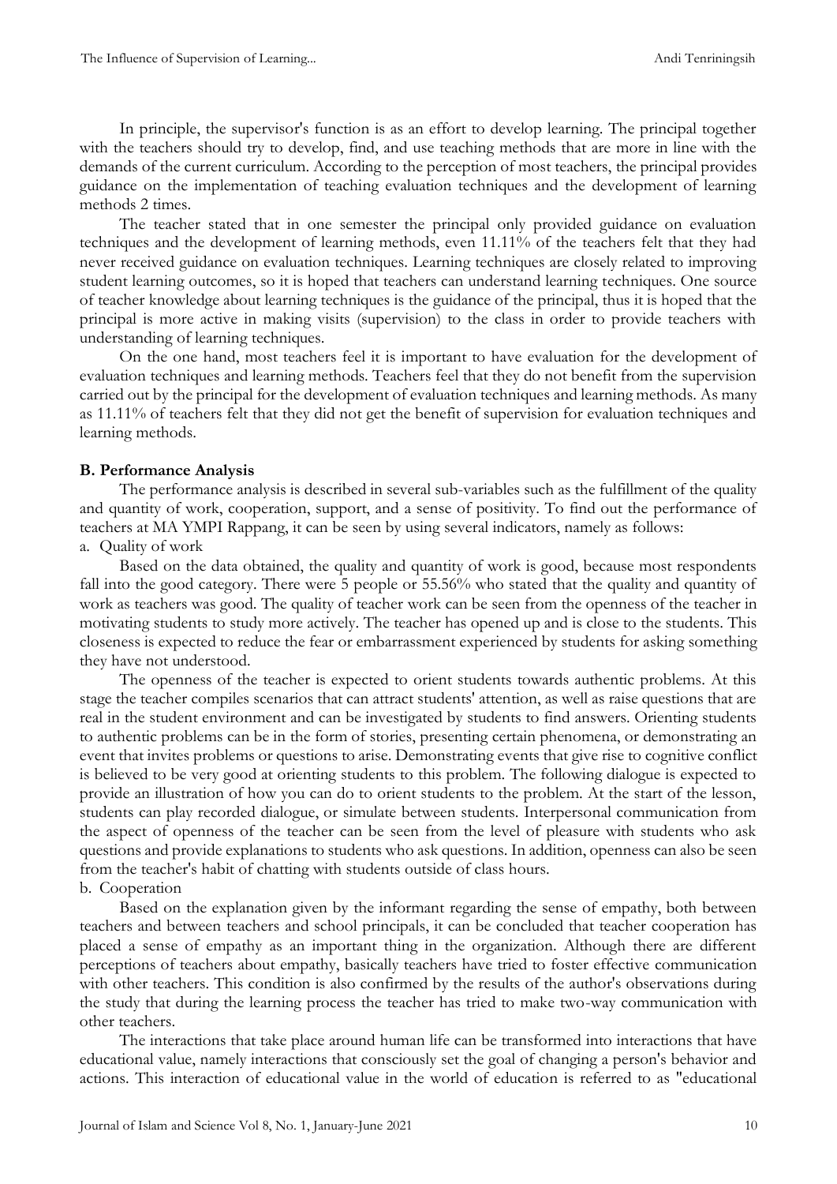In principle, the supervisor's function is as an effort to develop learning. The principal together with the teachers should try to develop, find, and use teaching methods that are more in line with the demands of the current curriculum. According to the perception of most teachers, the principal provides guidance on the implementation of teaching evaluation techniques and the development of learning methods 2 times.

The teacher stated that in one semester the principal only provided guidance on evaluation techniques and the development of learning methods, even 11.11% of the teachers felt that they had never received guidance on evaluation techniques. Learning techniques are closely related to improving student learning outcomes, so it is hoped that teachers can understand learning techniques. One source of teacher knowledge about learning techniques is the guidance of the principal, thus it is hoped that the principal is more active in making visits (supervision) to the class in order to provide teachers with understanding of learning techniques.

On the one hand, most teachers feel it is important to have evaluation for the development of evaluation techniques and learning methods. Teachers feel that they do not benefit from the supervision carried out by the principal for the development of evaluation techniques and learning methods. As many as 11.11% of teachers felt that they did not get the benefit of supervision for evaluation techniques and learning methods.

**B. Performance Analysis**

The performance analysis is described in several sub-variables such as the fulfillment of the quality and quantity of work, cooperation, support, and a sense of positivity. To find out the performance of teachers at MA YMPI Rappang, it can be seen by using several indicators, namely as follows:

a. Quality of work

Based on the data obtained, the quality and quantity of work is good, because most respondents fall into the good category. There were 5 people or 55.56% who stated that the quality and quantity of work as teachers was good. The quality of teacher work can be seen from the openness of the teacher in motivating students to study more actively. The teacher has opened up and is close to the students. This closeness is expected to reduce the fear or embarrassment experienced by students for asking something they have not understood.

The openness of the teacher is expected to orient students towards authentic problems. At this stage the teacher compiles scenarios that can attract students' attention, as well as raise questions that are real in the student environment and can be investigated by students to find answers. Orienting students to authentic problems can be in the form of stories, presenting certain phenomena, or demonstrating an event that invites problems or questions to arise. Demonstrating events that give rise to cognitive conflict is believed to be very good at orienting students to this problem. The following dialogue is expected to provide an illustration of how you can do to orient students to the problem. At the start of the lesson, students can play recorded dialogue, or simulate between students. Interpersonal communication from the aspect of openness of the teacher can be seen from the level of pleasure with students who ask questions and provide explanations to students who ask questions. In addition, openness can also be seen from the teacher's habit of chatting with students outside of class hours.

b. Cooperation

Based on the explanation given by the informant regarding the sense of empathy, both between teachers and between teachers and school principals, it can be concluded that teacher cooperation has placed a sense of empathy as an important thing in the organization. Although there are different perceptions of teachers about empathy, basically teachers have tried to foster effective communication with other teachers. This condition is also confirmed by the results of the author's observations during the study that during the learning process the teacher has tried to make two-way communication with other teachers.

The interactions that take place around human life can be transformed into interactions that have educational value, namely interactions that consciously set the goal of changing a person's behavior and actions. This interaction of educational value in the world of education is referred to as "educational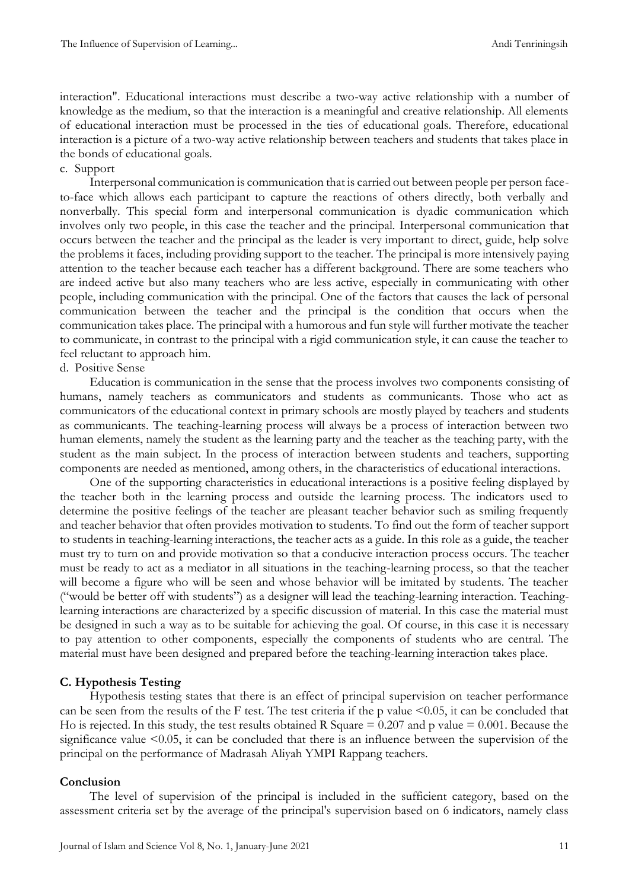interaction". Educational interactions must describe a two-way active relationship with a number of knowledge as the medium, so that the interaction is a meaningful and creative relationship. All elements of educational interaction must be processed in the ties of educational goals. Therefore, educational interaction is a picture of a two-way active relationship between teachers and students that takes place in the bonds of educational goals.

c. Support

Interpersonal communication is communication that is carried out between people per person face-to-face which allows each participant to capture the reactions of others directly, both verbally and nonverbally. This special form and interpersonal communication is dyadic communication which involves only two people, in this case the teacher and the principal. Interpersonal communication that occurs between the teacher and the principal as the leader is very important to direct, guide, help solve the problems it faces, including providing support to the teacher. The principal is more intensively paying attention to the teacher because each teacher has a different background. There are some teachers who are indeed active but also many teachers who are less active, especially in communicating with other people, including communication with the principal. One of the factors that causes the lack of personal communication between the teacher and the principal is the condition that occurs when the communication takes place. The principal with a humorous and fun style will further motivate the teacher to communicate, in contrast to the principal with a rigid communication style, it can cause the teacher to feel reluctant to approach him.

d. Positive Sense

Education is communication in the sense that the process involves two components consisting of humans, namely teachers as communicators and students as communicants. Those who act as communicators of the educational context in primary schools are mostly played by teachers and students as communicants. The teaching-learning process will always be a process of interaction between two human elements, namely the student as the learning party and the teacher as the teaching party, with the student as the main subject. In the process of interaction between students and teachers, supporting components are needed as mentioned, among others, in the characteristics of educational interactions.

One of the supporting characteristics in educational interactions is a positive feeling displayed by the teacher both in the learning process and outside the learning process. The indicators used to determine the positive feelings of the teacher are pleasant teacher behavior such as smiling frequently and teacher behavior that often provides motivation to students. To find out the form of teacher support to students in teaching-learning interactions, the teacher acts as a guide. In this role as a guide, the teacher must try to turn on and provide motivation so that a conducive interaction process occurs. The teacher must be ready to act as a mediator in all situations in the teaching-learning process, so that the teacher will become a figure who will be seen and whose behavior will be imitated by students. The teacher ("would be better off with students") as a designer will lead the teaching-learning interaction. Teaching-learning interactions are characterized by a specific discussion of material. In this case the material must be designed in such a way as to be suitable for achieving the goal. Of course, in this case it is necessary to pay attention to other components, especially the components of students who are central. The material must have been designed and prepared before the teaching-learning interaction takes place.

### C. Hypothesis Testing

Hypothesis testing states that there is an effect of principal supervision on teacher performance can be seen from the results of the F test. The test criteria if the p value $<0.05$, it can be concluded that Ho is rejected. In this study, the test results obtained R Square $= 0.207$ and p value $= 0.001$. Because the significance value $<0.05$, it can be concluded that there is an influence between the supervision of the principal on the performance of Madrasah Aliyah YMPI Rappang teachers.

## Conclusion

The level of supervision of the principal is included in the sufficient category, based on the assessment criteria set by the average of the principal's supervision based on 6 indicators, namely class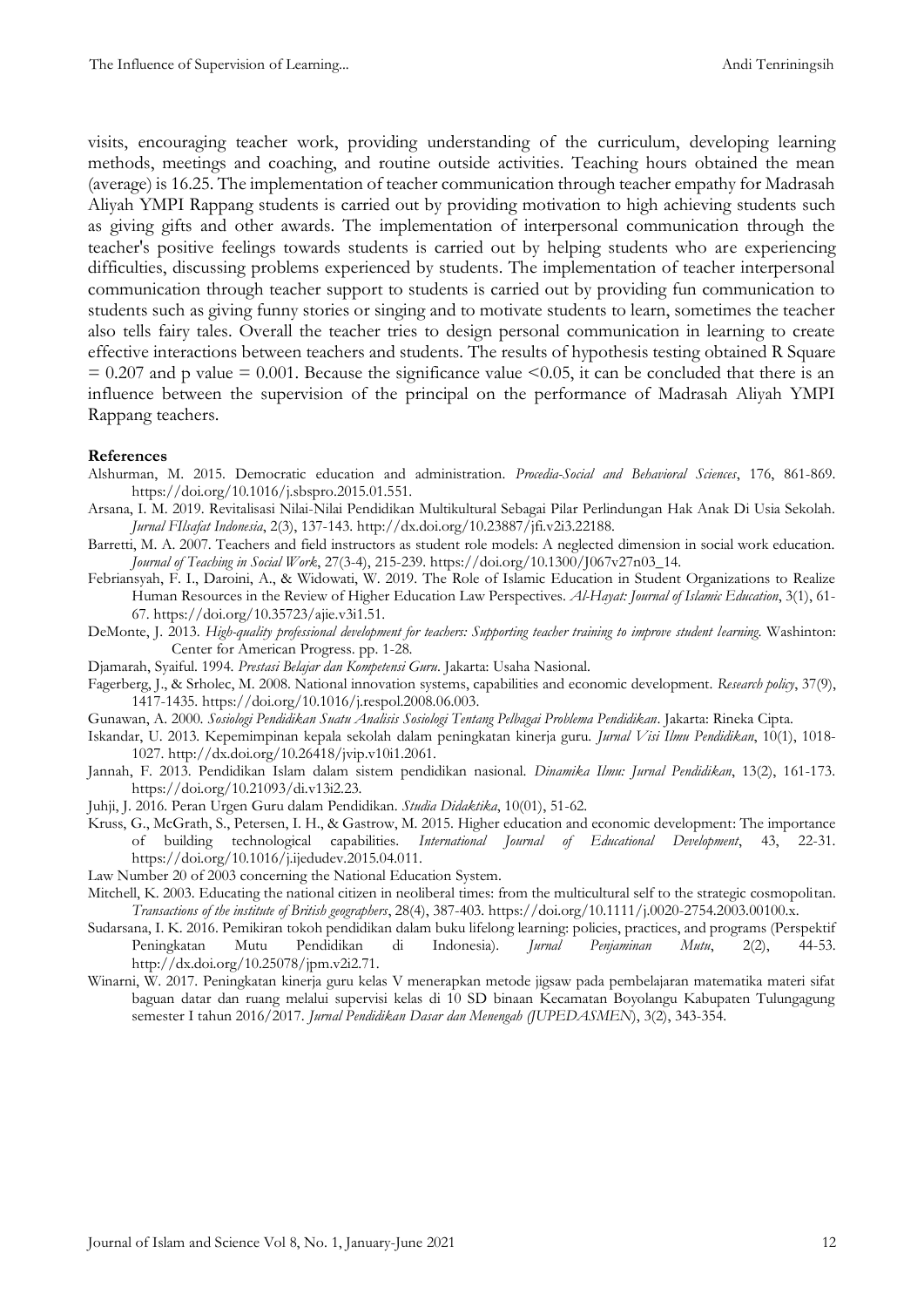visits, encouraging teacher work, providing understanding of the curriculum, developing learning methods, meetings and coaching, and routine outside activities. Teaching hours obtained the mean (average) is 16.25. The implementation of teacher communication through teacher empathy for Madrasah Aliyah YMPI Rappang students is carried out by providing motivation to high achieving students such as giving gifts and other awards. The implementation of interpersonal communication through the teacher's positive feelings towards students is carried out by helping students who are experiencing difficulties, discussing problems experienced by students. The implementation of teacher interpersonal communication through teacher support to students is carried out by providing fun communication to students such as giving funny stories or singing and to motivate students to learn, sometimes the teacher also tells fairy tales. Overall the teacher tries to design personal communication in learning to create effective interactions between teachers and students. The results of hypothesis testing obtained R Square = 0.207 and p value = 0.001. Because the significance value <0.05, it can be concluded that there is an influence between the supervision of the principal on the performance of Madrasah Aliyah YMPI Rappang teachers.

**References**

Alshurman, M. 2015. Democratic education and administration. *Procedia-Social and Behavioral Sciences*, 176, 861-869. https://doi.org/10.1016/j.sbspro.2015.01.551.

Arsana, I. M. 2019. Revitalisasi Nilai-Nilai Pendidikan Multikultural Sebagai Pilar Perlindungan Hak Anak Di Usia Sekolah. *Jurnal FIlsafat Indonesia*, 2(3), 137-143. http://dx.doi.org/10.23887/jfi.v2i3.22188.

Barretti, M. A. 2007. Teachers and field instructors as student role models: A neglected dimension in social work education. *Journal of Teaching in Social Work*, 27(3-4), 215-239. https://doi.org/10.1300/J067v27n03_14.

Febriansyah, F. I., Daroini, A., & Widowati, W. 2019. The Role of Islamic Education in Student Organizations to Realize Human Resources in the Review of Higher Education Law Perspectives. *Al-Hayat: Journal of Islamic Education*, 3(1), 61-67. https://doi.org/10.35723/ajie.v3i1.51.

DeMonte, J. 2013. *High-quality professional development for teachers: Supporting teacher training to improve student learning*. Washinton: Center for American Progress. pp. 1-28.

Djamarah, Syaiful. 1994. *Prestasi Belajar dan Kompetensi Guru*. Jakarta: Usaha Nasional.

Fagerberg, J., & Srholec, M. 2008. National innovation systems, capabilities and economic development. *Research policy*, 37(9), 1417-1435. https://doi.org/10.1016/j.respol.2008.06.003.

Gunawan, A. 2000. *Sosiologi Pendidikan Suatu Analisis Sosiologi Tentang Pelbagai Problema Pendidikan*. Jakarta: Rineka Cipta.

Iskandar, U. 2013. Kepemimpinan kepala sekolah dalam peningkatan kinerja guru. *Jurnal Visi Ilmu Pendidikan*, 10(1), 1018-1027. http://dx.doi.org/10.26418/jvip.v10i1.2061.

Jannah, F. 2013. Pendidikan Islam dalam sistem pendidikan nasional. *Dinamika Ilmu: Jurnal Pendidikan*, 13(2), 161-173. https://doi.org/10.21093/di.v13i2.23.

Juhji, J. 2016. Peran Urgen Guru dalam Pendidikan. *Studia Didaktika*, 10(01), 51-62.

Kruss, G., McGrath, S., Petersen, I. H., & Gastrow, M. 2015. Higher education and economic development: The importance of building technological capabilities. *International Journal of Educational Development*, 43, 22-31. https://doi.org/10.1016/j.ijedudev.2015.04.011.

Law Number 20 of 2003 concerning the National Education System.

Mitchell, K. 2003. Educating the national citizen in neoliberal times: from the multicultural self to the strategic cosmopolitan. *Transactions of the institute of British geographers*, 28(4), 387-403. https://doi.org/10.1111/j.0020-2754.2003.00100.x.

Sudarsana, I. K. 2016. Pemikiran tokoh pendidikan dalam buku lifelong learning: policies, practices, and programs (Perspektif Peningkatan Mutu Pendidikan di Indonesia). *Jurnal Penjaminan Mutu*, 2(2), 44-53. http://dx.doi.org/10.25078/jpm.v2i2.71.

Winarni, W. 2017. Peningkatan kinerja guru kelas V menerapkan metode jigsaw pada pembelajaran matematika materi sifat baguan datar dan ruang melalui supervisi kelas di 10 SD binaan Kecamatan Boyolangu Kabupaten Tulungagung semester I tahun 2016/2017. *Jurnal Pendidikan Dasar dan Menengah (JUPEDASMEN*), 3(2), 343-354.